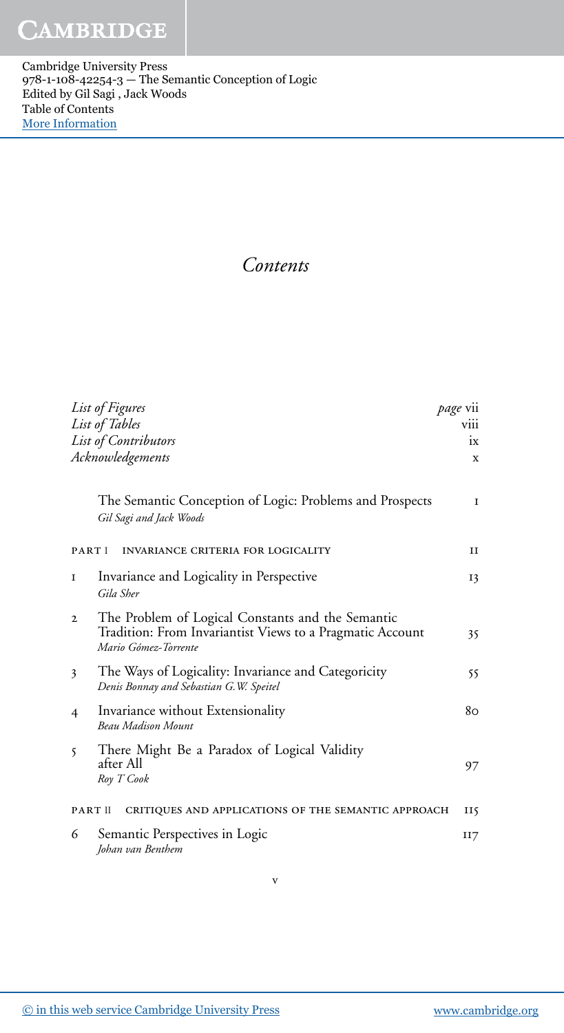# Contents

| | | |
|---|---|---|
| *List of Figures* | | *page* vii |
| *List of Tables* | | viii |
| *List of Contributors* | | ix |
| *Acknowledgements* | | x |
| | The Semantic Conception of Logic: Problems and Prospects<br>*Gil Sagi and Jack Woods* | 1 |
| PART I | INVARIANCE CRITERIA FOR LOGICALITY | 11 |
| 1 | Invariance and Logicality in Perspective<br>*Gila Sher* | 13 |
| 2 | The Problem of Logical Constants and the Semantic Tradition: From Invariantist Views to a Pragmatic Account<br>*Mario Gómez-Torrente* | 35 |
| 3 | The Ways of Logicality: Invariance and Categoricity<br>*Denis Bonnay and Sebastian G.W. Speitel* | 55 |
| 4 | Invariance without Extensionality<br>*Beau Madison Mount* | 80 |
| 5 | There Might Be a Paradox of Logical Validity after All<br>*Roy T Cook* | 97 |
| PART II | CRITIQUES AND APPLICATIONS OF THE SEMANTIC APPROACH | 115 |
| 6 | Semantic Perspectives in Logic<br>*Johan van Benthem* | 117 |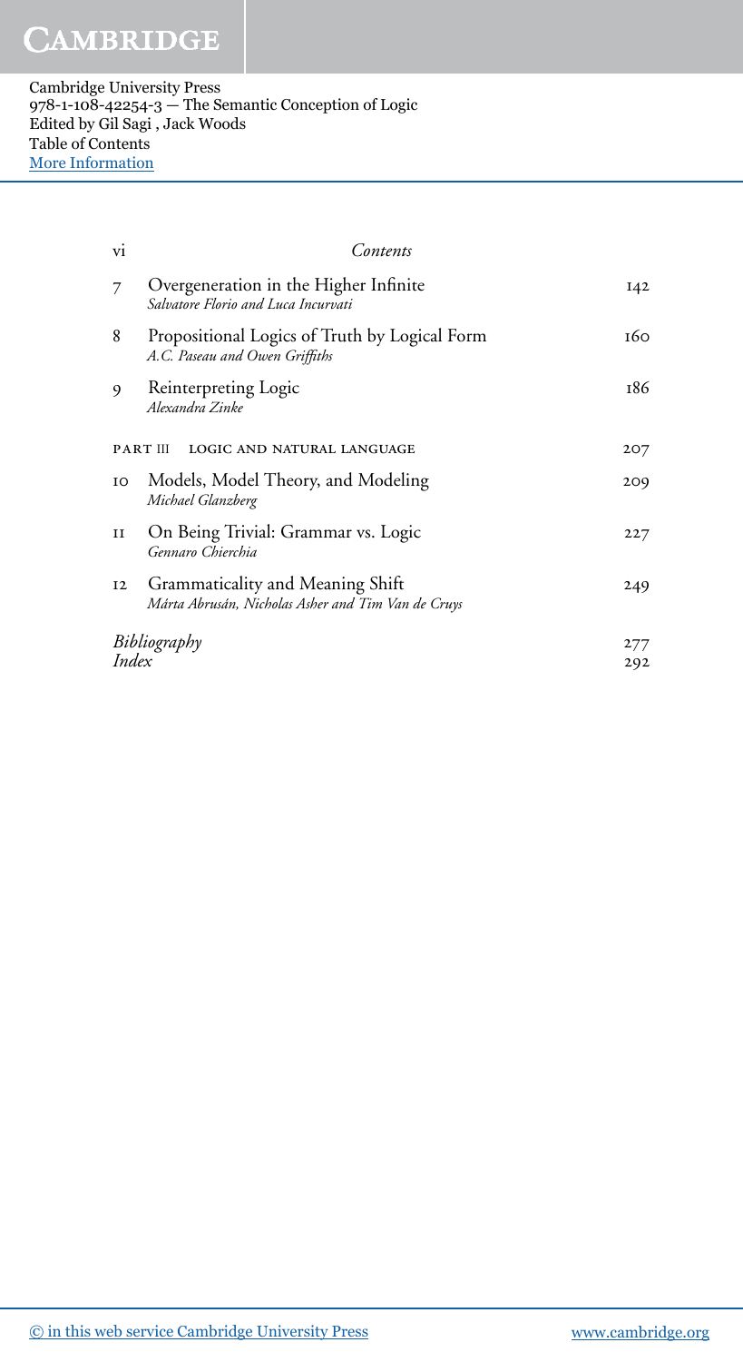| | | |
|---|---|---|
| 7 | Overgeneration in the Higher Infinite<br>*Salvatore Florio and Luca Incurvati* | 142 |
| 8 | Propositional Logics of Truth by Logical Form<br>*A.C. Paseau and Owen Griffiths* | 160 |
| 9 | Reinterpreting Logic<br>*Alexandra Zinke* | 186 |
| | PART III LOGIC AND NATURAL LANGUAGE | 207 |
| 10 | Models, Model Theory, and Modeling<br>*Michael Glanzberg* | 209 |
| 11 | On Being Trivial: Grammar vs. Logic<br>*Gennaro Chierchia* | 227 |
| 12 | Grammaticality and Meaning Shift<br>*Márta Abrusán, Nicholas Asher and Tim Van de Cruys* | 249 |
| | *Bibliography* | 277 |
| | *Index* | 292 |